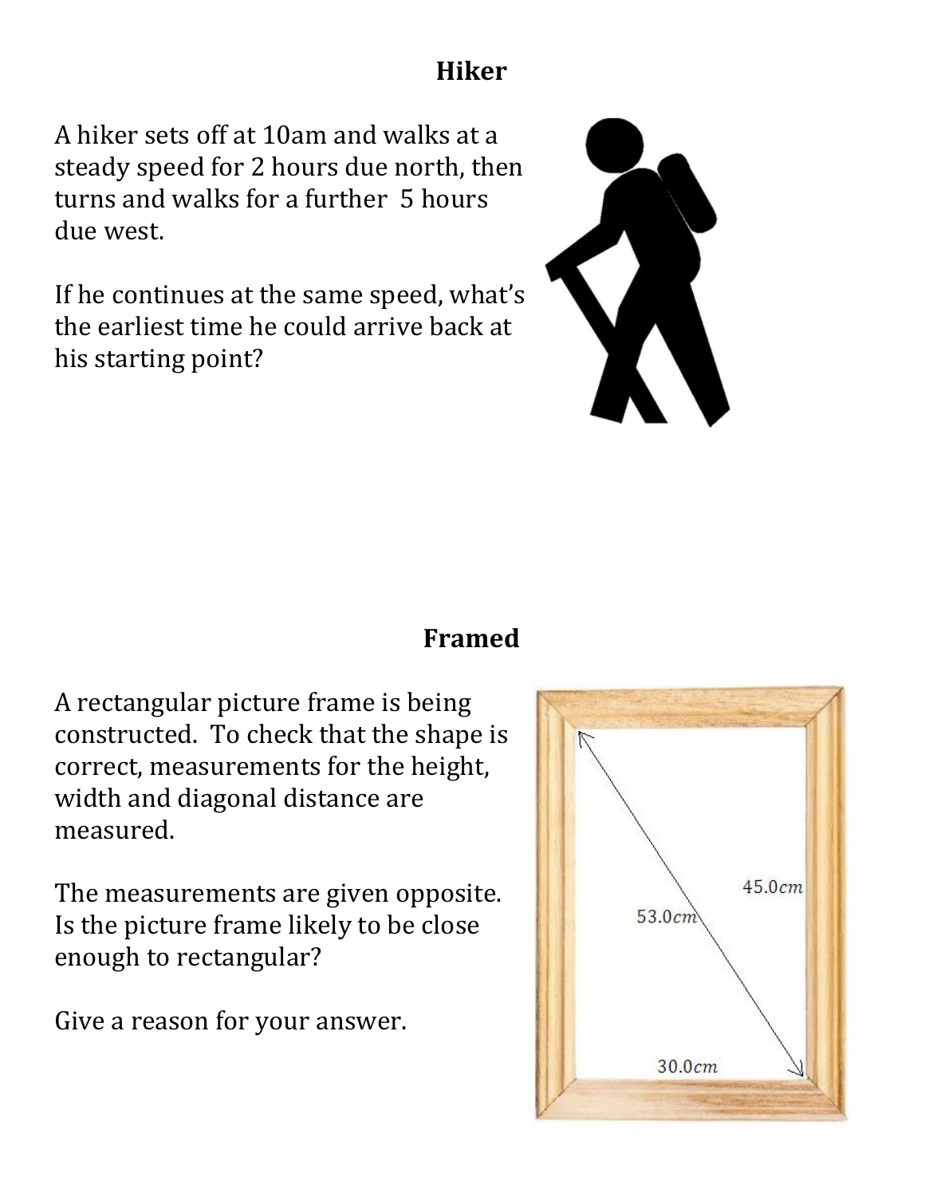## Hiker

A hiker sets off at 10am and walks at a steady speed for 2 hours due north, then turns and walks for a further 5 hours due west.

If he continues at the same speed, what's the earliest time he could arrive back at his starting point?

## Framed

A rectangular picture frame is being constructed. To check that the shape is correct, measurements for the height, width and diagonal distance are measured.

The measurements are given opposite. Is the picture frame likely to be close enough to rectangular?

Give a reason for your answer.

45.0$cm$

53.0$cm$

30.0$cm$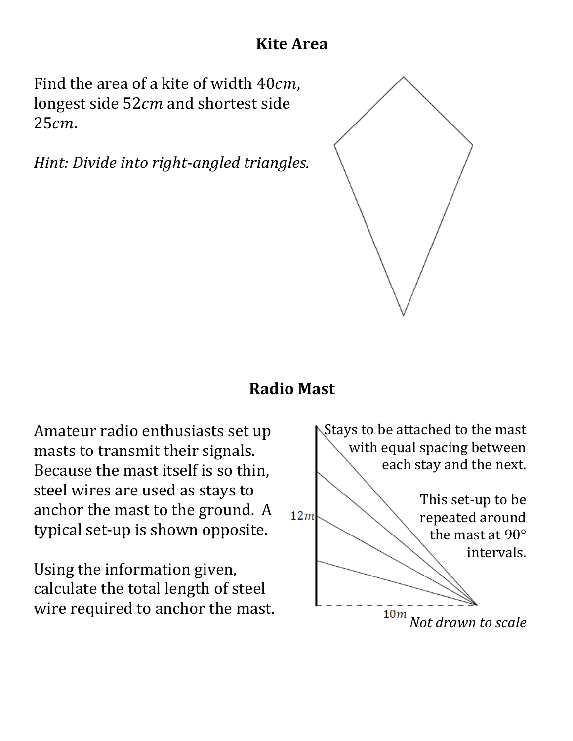## Kite Area

Find the area of a kite of width $40cm$, longest side $52cm$ and shortest side $25cm$.

*Hint: Divide into right-angled triangles.*

## Radio Mast

Amateur radio enthusiasts set up masts to transmit their signals. Because the mast itself is so thin, steel wires are used as stays to anchor the mast to the ground. A typical set-up is shown opposite.

Using the information given, calculate the total length of steel wire required to anchor the mast.

Stays to be attached to the mast with equal spacing between each stay and the next.

This set-up to be repeated around the mast at 90° intervals.

$12m$

$10m$

*Not drawn to scale*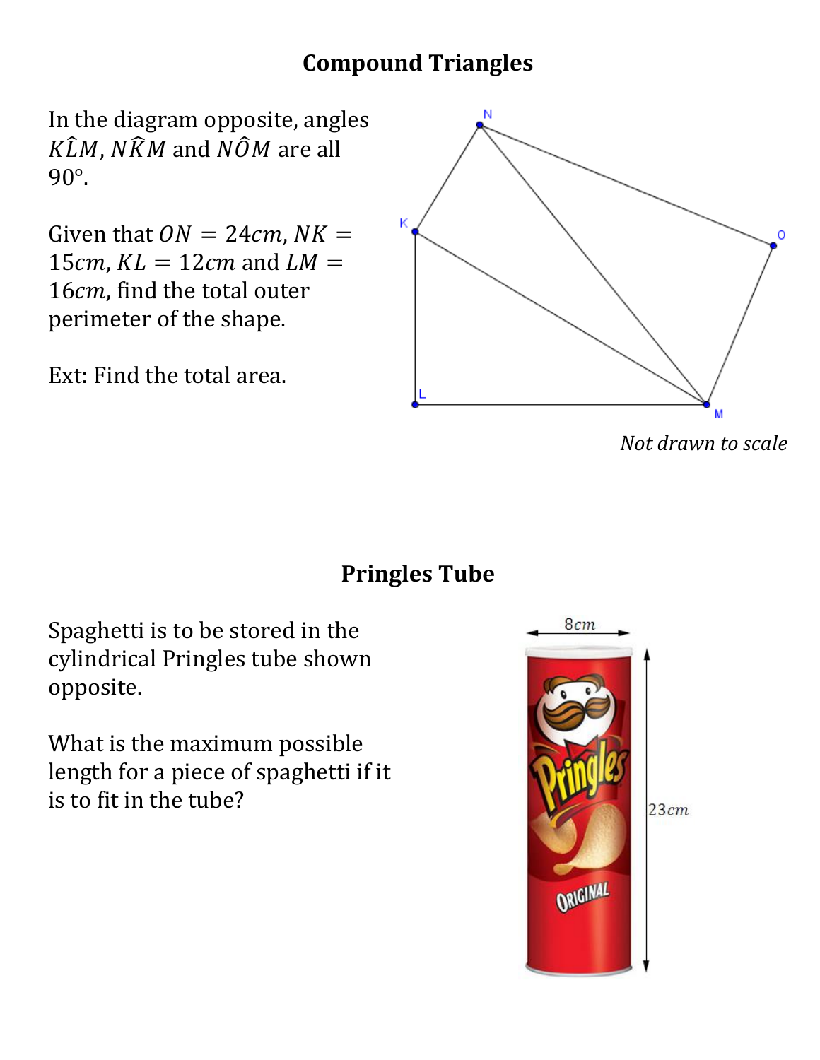## Compound Triangles

In the diagram opposite, angles $K\hat{L}M$, $N\hat{K}M$ and $N\hat{O}M$ are all 90°.

Given that $ON = 24cm$, $NK = 15cm$, $KL = 12cm$ and $LM = 16cm$, find the total outer perimeter of the shape.

Ext: Find the total area.

*Not drawn to scale*

## Pringles Tube

Spaghetti is to be stored in the cylindrical Pringles tube shown opposite.

What is the maximum possible length for a piece of spaghetti if it is to fit in the tube?

8cm

23cm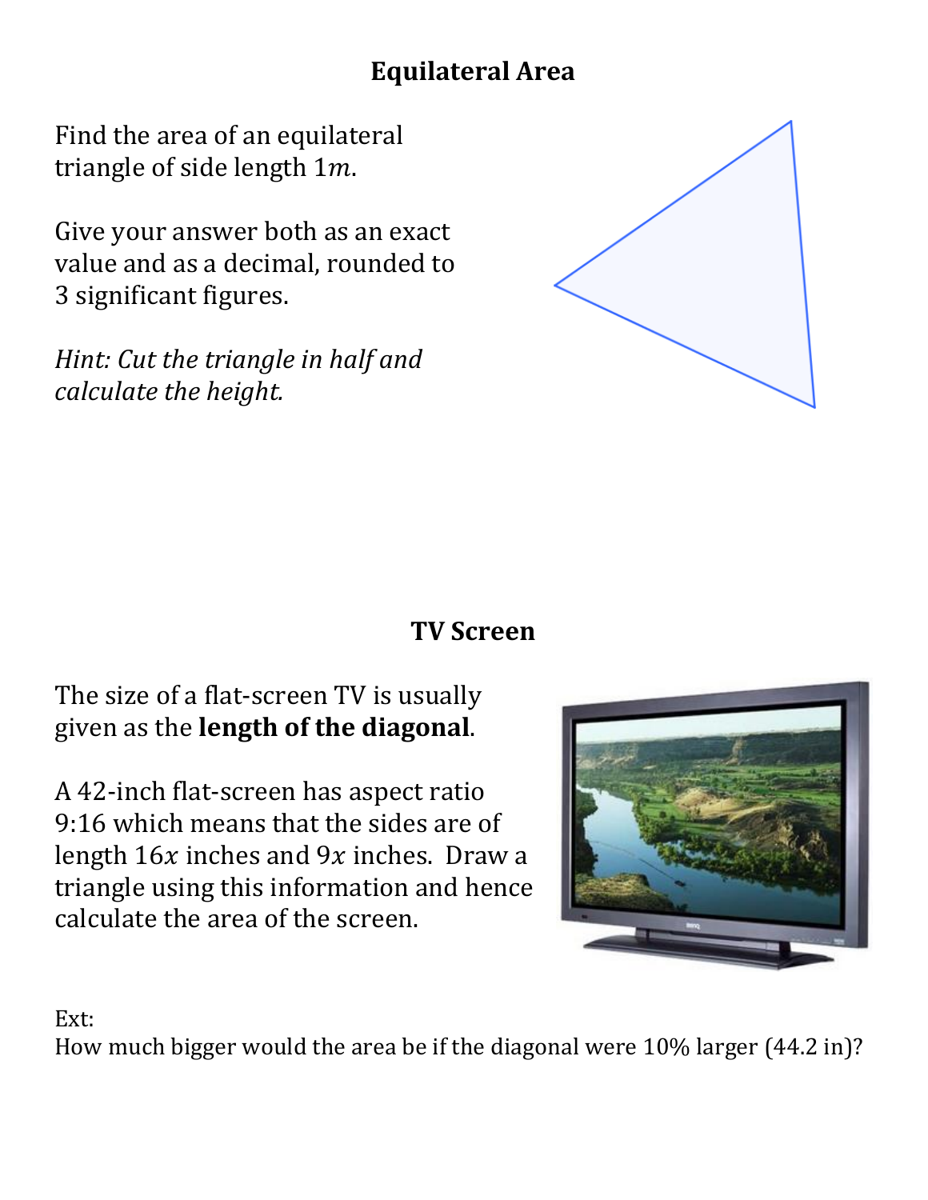## Equilateral Area

Find the area of an equilateral triangle of side length $1m$.

Give your answer both as an exact value and as a decimal, rounded to 3 significant figures.

*Hint: Cut the triangle in half and calculate the height.*

## TV Screen

The size of a flat-screen TV is usually given as the **length of the diagonal**.

A 42-inch flat-screen has aspect ratio 9:16 which means that the sides are of length $16x$ inches and $9x$ inches. Draw a triangle using this information and hence calculate the area of the screen.

Ext:
How much bigger would the area be if the diagonal were 10% larger (44.2 in)?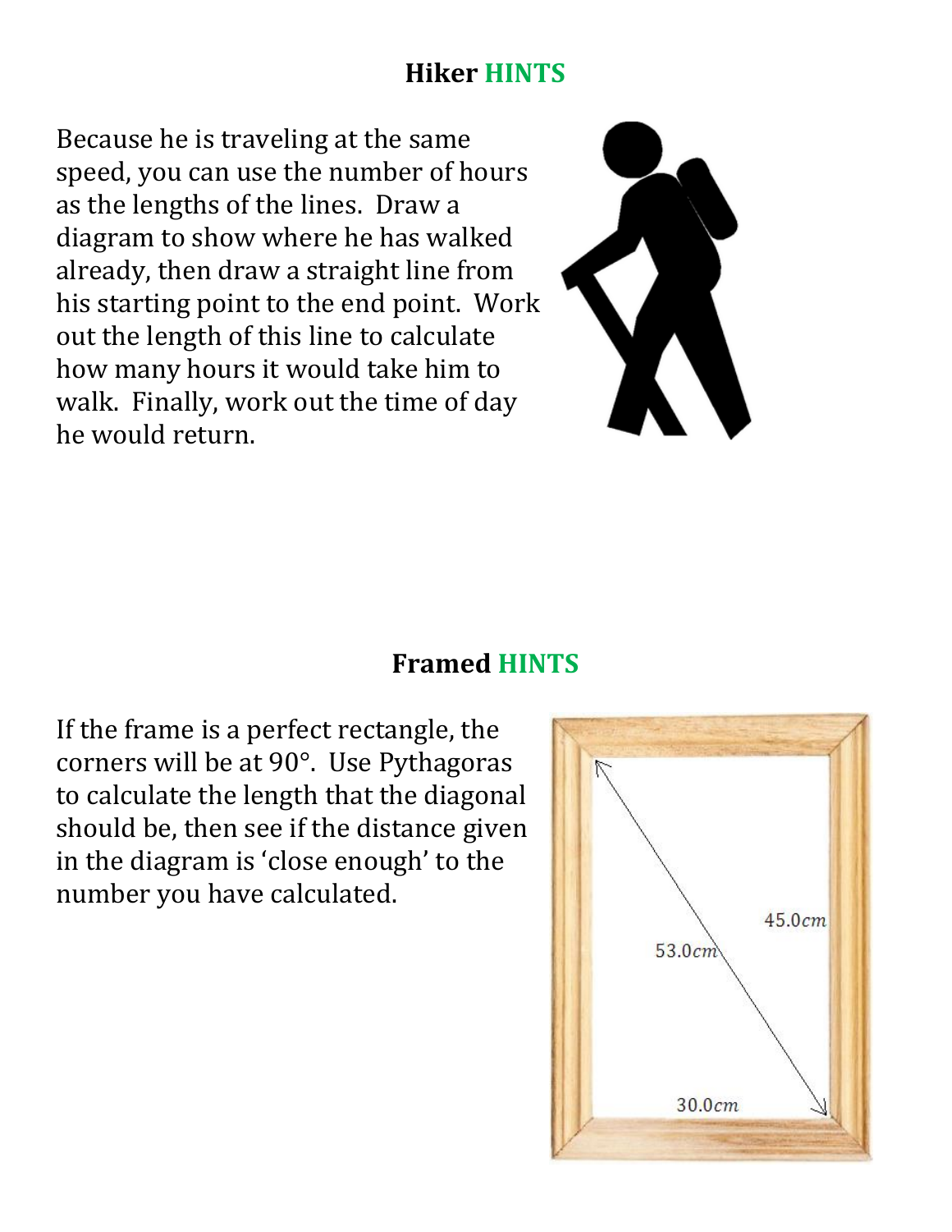## Hiker HINTS

Because he is traveling at the same speed, you can use the number of hours as the lengths of the lines. Draw a diagram to show where he has walked already, then draw a straight line from his starting point to the end point. Work out the length of this line to calculate how many hours it would take him to walk. Finally, work out the time of day he would return.

## Framed HINTS

If the frame is a perfect rectangle, the corners will be at 90°. Use Pythagoras to calculate the length that the diagonal should be, then see if the distance given in the diagram is 'close enough' to the number you have calculated.

$45.0cm$

$53.0cm$

$30.0cm$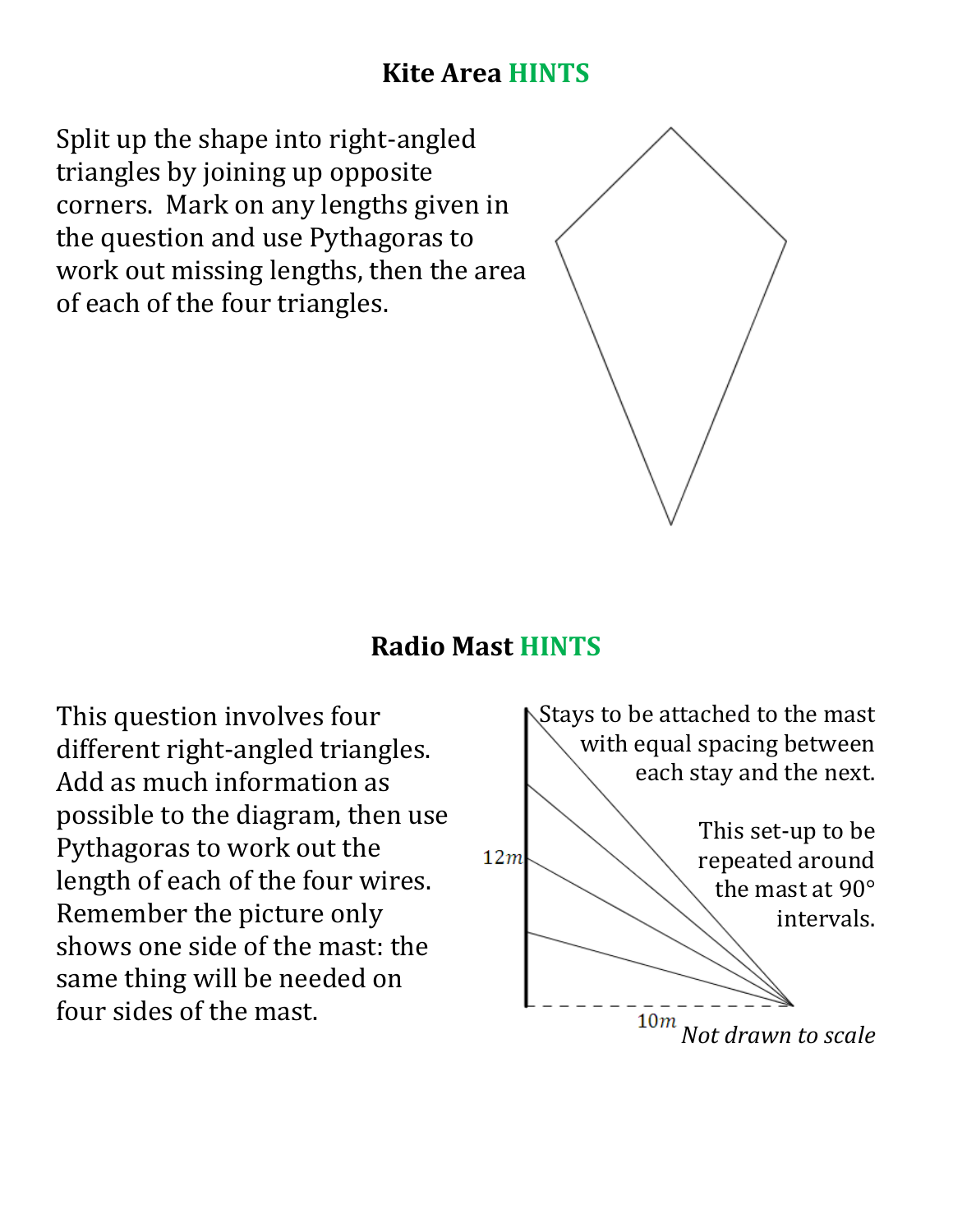## Kite Area HINTS

Split up the shape into right-angled triangles by joining up opposite corners. Mark on any lengths given in the question and use Pythagoras to work out missing lengths, then the area of each of the four triangles.

## Radio Mast HINTS

This question involves four different right-angled triangles. Add as much information as possible to the diagram, then use Pythagoras to work out the length of each of the four wires. Remember the picture only shows one side of the mast: the same thing will be needed on four sides of the mast.

Stays to be attached to the mast with equal spacing between each stay and the next.

This set-up to be repeated around the mast at 90° intervals.

$12m$

$10m$

*Not drawn to scale*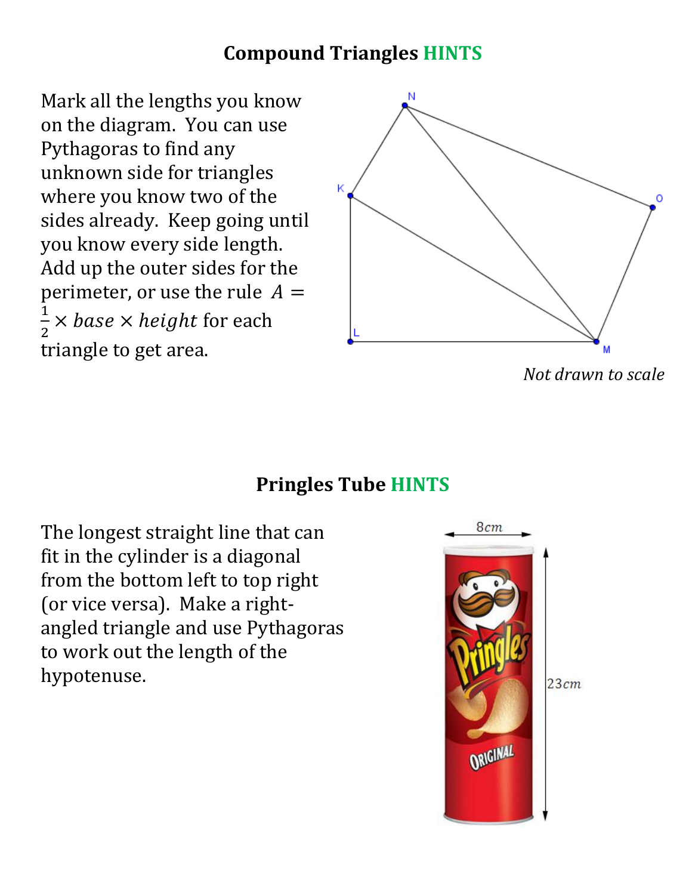## Compound Triangles HINTS

Mark all the lengths you know on the diagram. You can use Pythagoras to find any unknown side for triangles where you know two of the sides already. Keep going until you know every side length. Add up the outer sides for the perimeter, or use the rule $A = \frac{1}{2} \times base \times height$ for each triangle to get area.

*Not drawn to scale*

## Pringles Tube HINTS

The longest straight line that can fit in the cylinder is a diagonal from the bottom left to top right (or vice versa). Make a right-angled triangle and use Pythagoras to work out the length of the hypotenuse.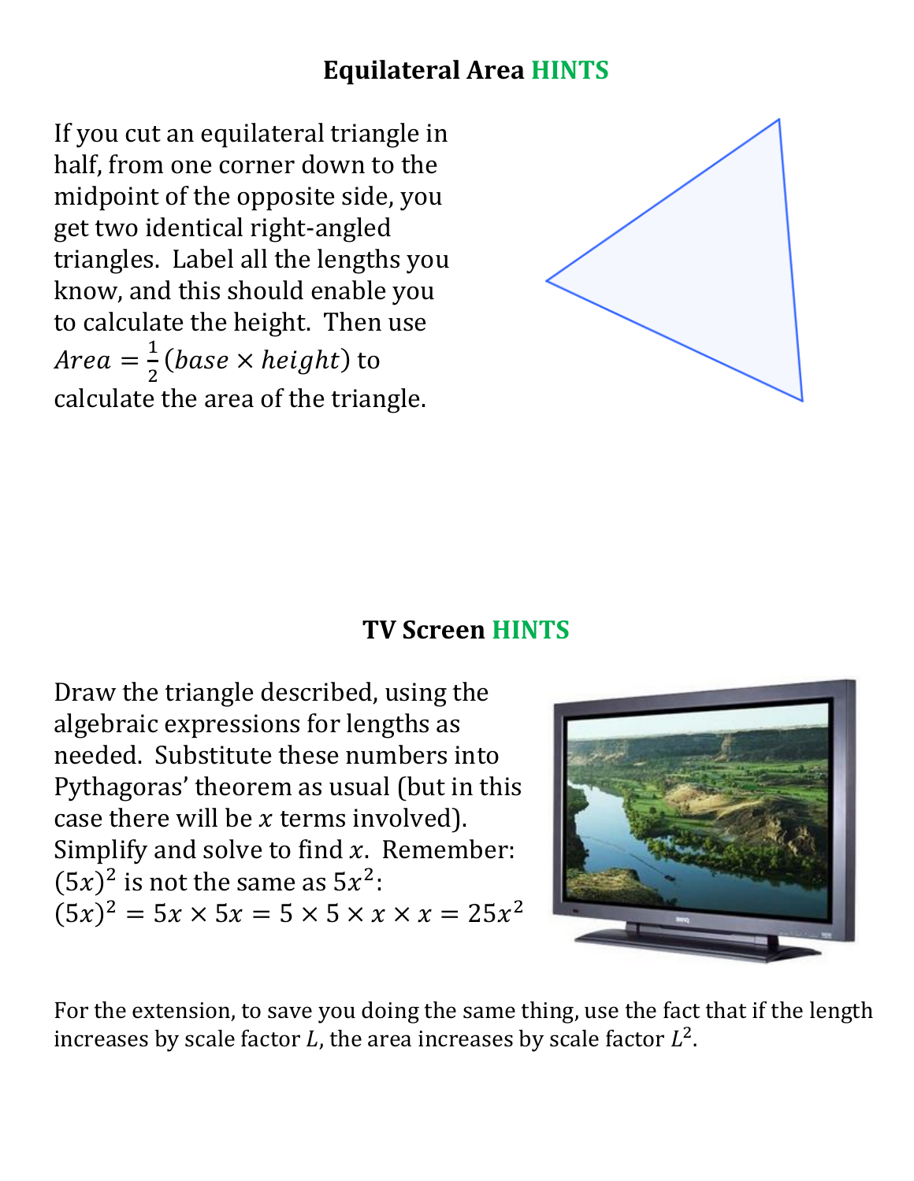## Equilateral Area HINTS

If you cut an equilateral triangle in half, from one corner down to the midpoint of the opposite side, you get two identical right-angled triangles. Label all the lengths you know, and this should enable you to calculate the height. Then use $Area = \frac{1}{2}(base \times height)$ to calculate the area of the triangle.

## TV Screen HINTS

Draw the triangle described, using the algebraic expressions for lengths as needed. Substitute these numbers into Pythagoras' theorem as usual (but in this case there will be $x$ terms involved). Simplify and solve to find $x$. Remember: $(5x)^2$ is not the same as $5x^2$: $(5x)^2 = 5x \times 5x = 5 \times 5 \times x \times x = 25x^2$

For the extension, to save you doing the same thing, use the fact that if the length increases by scale factor $L$, the area increases by scale factor $L^2$.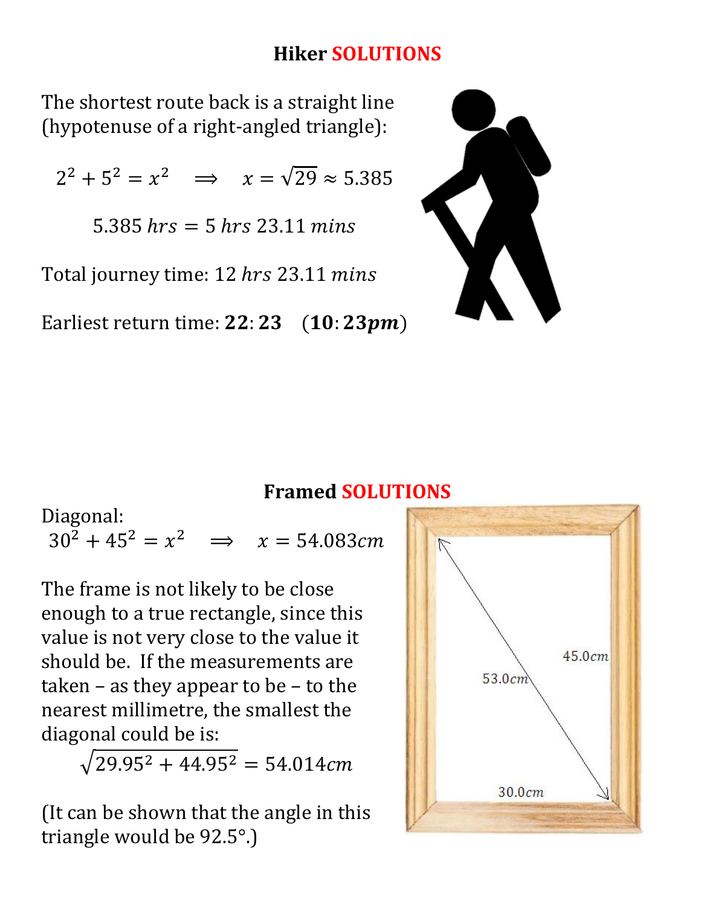## Hiker **SOLUTIONS**

The shortest route back is a straight line (hypotenuse of a right-angled triangle):

$$2^2 + 5^2 = x^2 \quad \Longrightarrow \quad x = \sqrt{29} \approx 5.385$$

$$5.385\ hrs = 5\ hrs\ 23.11\ mins$$

Total journey time: $12\ hrs\ 23.11\ mins$

Earliest return time: $\mathbf{22{:}23}$ $\quad (\mathbf{10{:}23}\boldsymbol{pm})$

## Framed **SOLUTIONS**

Diagonal:

$$30^2 + 45^2 = x^2 \quad \Longrightarrow \quad x = 54.083cm$$

The frame is not likely to be close enough to a true rectangle, since this value is not very close to the value it should be. If the measurements are taken – as they appear to be – to the nearest millimetre, the smallest the diagonal could be is:

$$\sqrt{29.95^2 + 44.95^2} = 54.014cm$$

(It can be shown that the angle in this triangle would be 92.5°.)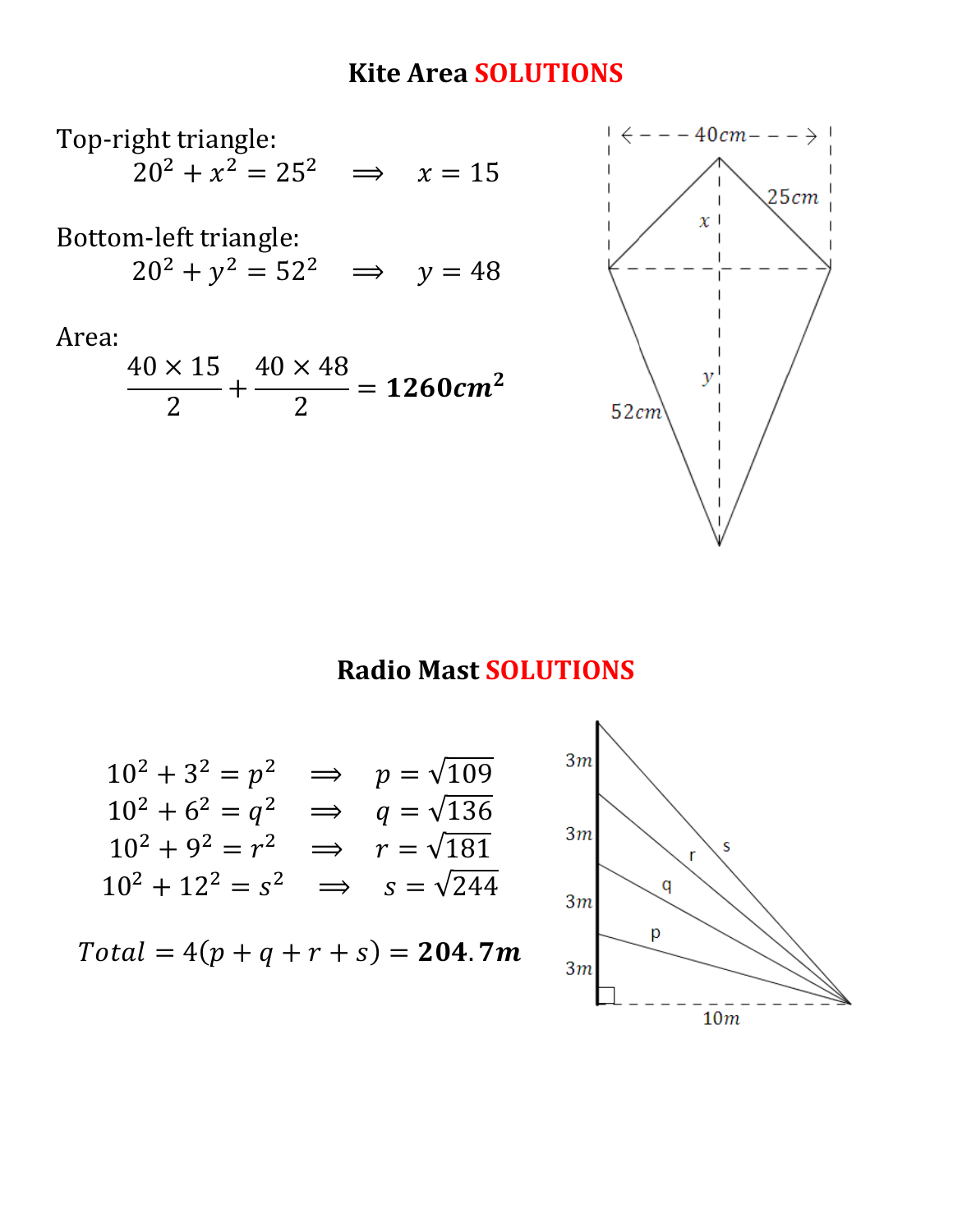## Kite Area SOLUTIONS

Top-right triangle:

$$20^2 + x^2 = 25^2 \quad \Longrightarrow \quad x = 15$$

Bottom-left triangle:

$$20^2 + y^2 = 52^2 \quad \Longrightarrow \quad y = 48$$

Area:

$$\frac{40 \times 15}{2} + \frac{40 \times 48}{2} = \mathbf{1260 cm^2}$$

## Radio Mast SOLUTIONS

$$10^2 + 3^2 = p^2 \quad \Longrightarrow \quad p = \sqrt{109}$$
$$10^2 + 6^2 = q^2 \quad \Longrightarrow \quad q = \sqrt{136}$$
$$10^2 + 9^2 = r^2 \quad \Longrightarrow \quad r = \sqrt{181}$$
$$10^2 + 12^2 = s^2 \quad \Longrightarrow \quad s = \sqrt{244}$$

$$Total = 4(p + q + r + s) = \mathbf{204.7m}$$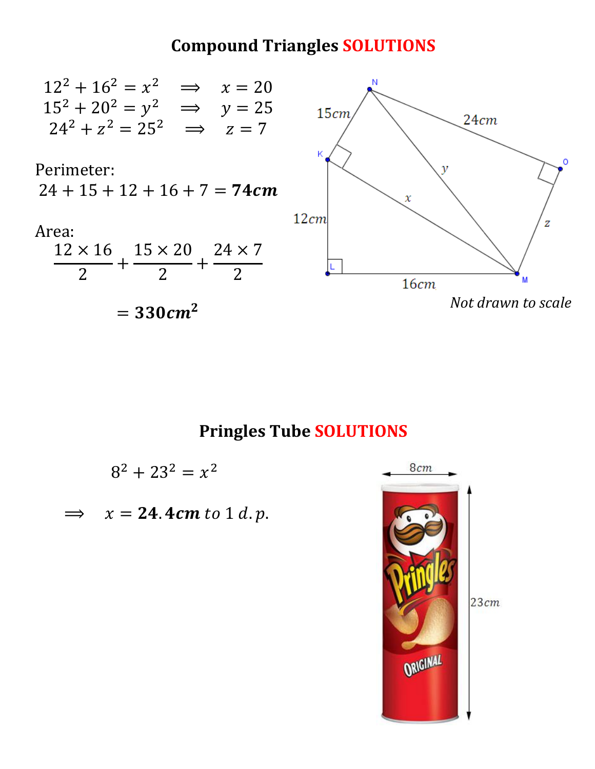## Compound Triangles SOLUTIONS

$$12^2 + 16^2 = x^2 \quad \Rightarrow \quad x = 20$$
$$15^2 + 20^2 = y^2 \quad \Rightarrow \quad y = 25$$
$$24^2 + z^2 = 25^2 \quad \Rightarrow \quad z = 7$$

Perimeter:

$$24 + 15 + 12 + 16 + 7 = \mathbf{74cm}$$

Area:

$$\frac{12 \times 16}{2} + \frac{15 \times 20}{2} + \frac{24 \times 7}{2}$$

$$= \mathbf{330cm^2}$$

N, 15cm, 24cm, K, y, O, x, 12cm, z, L, 16cm, M

*Not drawn to scale*

## Pringles Tube SOLUTIONS

$$8^2 + 23^2 = x^2$$

$$\Rightarrow \quad x = \mathbf{24.4cm} \text{ to } 1\ d.p.$$

8cm, 23cm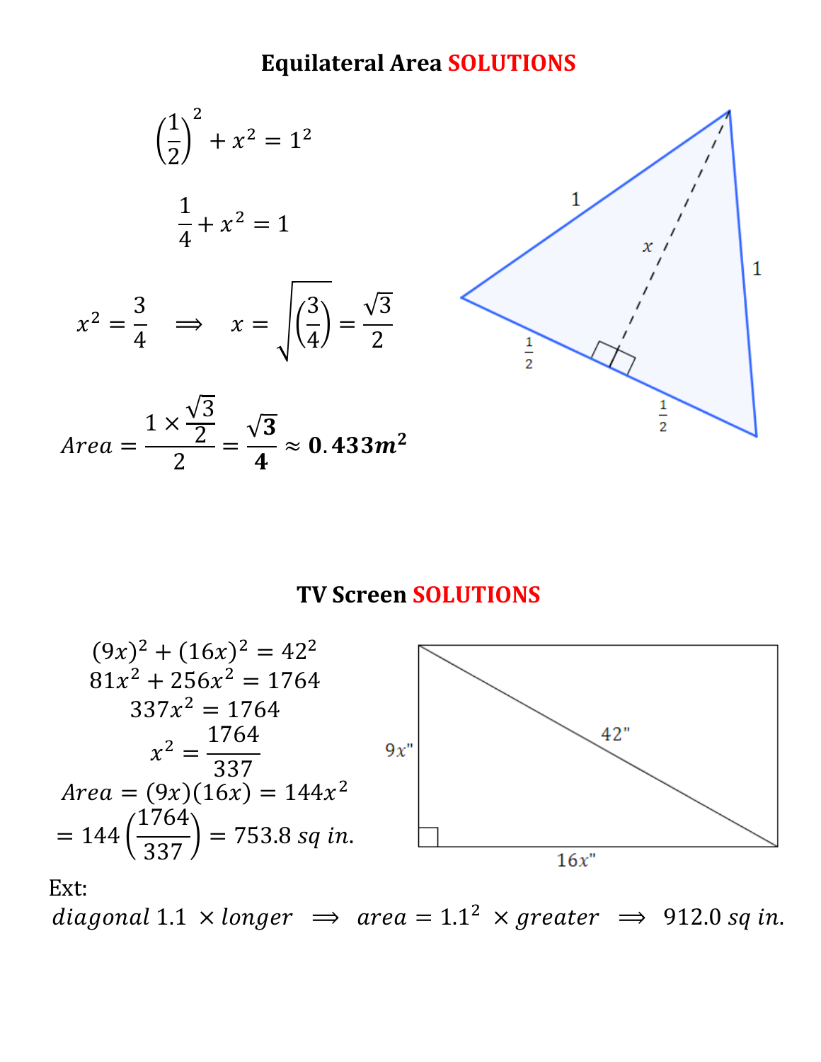# Equilateral Area SOLUTIONS

$$\left(\frac{1}{2}\right)^2 + x^2 = 1^2$$

$$\frac{1}{4} + x^2 = 1$$

$$x^2 = \frac{3}{4} \quad \Rightarrow \quad x = \sqrt{\left(\frac{3}{4}\right)} = \frac{\sqrt{3}}{2}$$

$$Area = \frac{1 \times \frac{\sqrt{3}}{2}}{2} = \frac{\sqrt{\mathbf{3}}}{\mathbf{4}} \approx \mathbf{0.433m^2}$$

1

$x$

1

$\frac{1}{2}$

$\frac{1}{2}$

# TV Screen SOLUTIONS

$$(9x)^2 + (16x)^2 = 42^2$$
$$81x^2 + 256x^2 = 1764$$
$$337x^2 = 1764$$
$$x^2 = \frac{1764}{337}$$
$$Area = (9x)(16x) = 144x^2$$
$$= 144\left(\frac{1764}{337}\right) = 753.8 \ sq \ in.$$

$9x$"

42"

$16x$"

Ext:

$$diagonal \ 1.1 \times longer \quad \Rightarrow \quad area = 1.1^2 \times greater \quad \Rightarrow \quad 912.0 \ sq \ in.$$